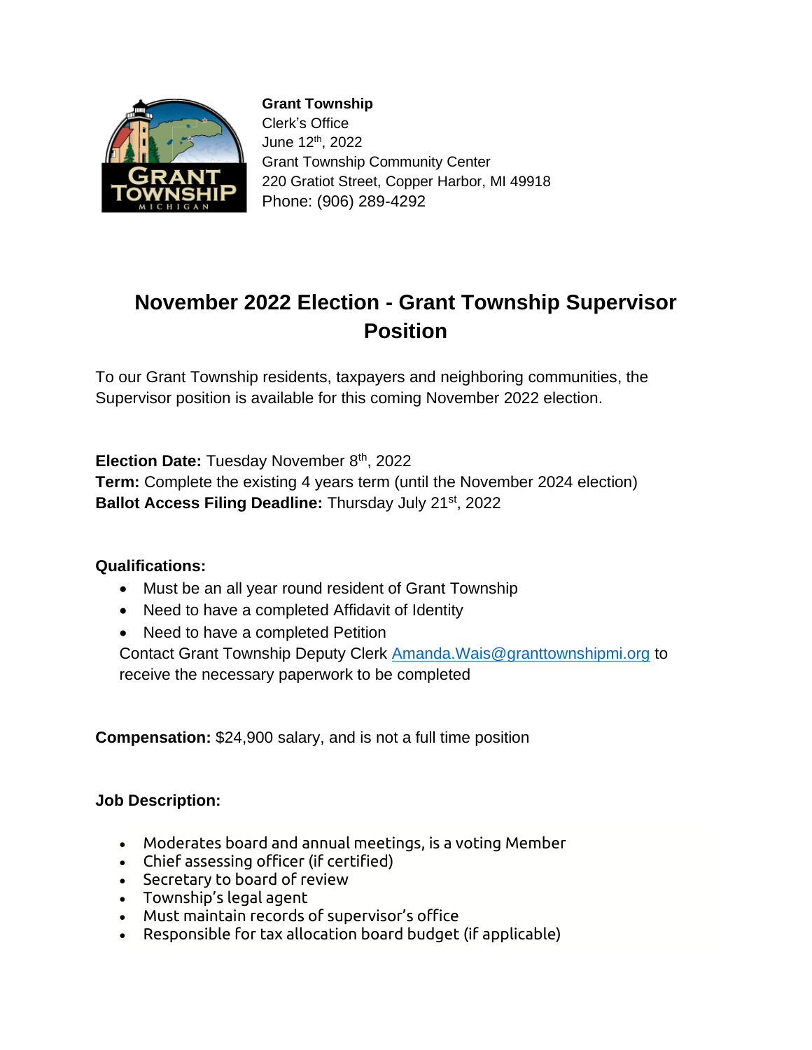**Grant Township**
Clerk's Office
June 12th, 2022
Grant Township Community Center
220 Gratiot Street, Copper Harbor, MI 49918
Phone: (906) 289-4292

# November 2022 Election - Grant Township Supervisor Position

To our Grant Township residents, taxpayers and neighboring communities, the Supervisor position is available for this coming November 2022 election.

**Election Date:** Tuesday November 8th, 2022
**Term:** Complete the existing 4 years term (until the November 2024 election)
**Ballot Access Filing Deadline:** Thursday July 21st, 2022

**Qualifications:**

- Must be an all year round resident of Grant Township
- Need to have a completed Affidavit of Identity
- Need to have a completed Petition

Contact Grant Township Deputy Clerk Amanda.Wais@granttownshipmi.org to receive the necessary paperwork to be completed

**Compensation:** $24,900 salary, and is not a full time position

**Job Description:**

- Moderates board and annual meetings, is a voting Member
- Chief assessing officer (if certified)
- Secretary to board of review
- Township's legal agent
- Must maintain records of supervisor's office
- Responsible for tax allocation board budget (if applicable)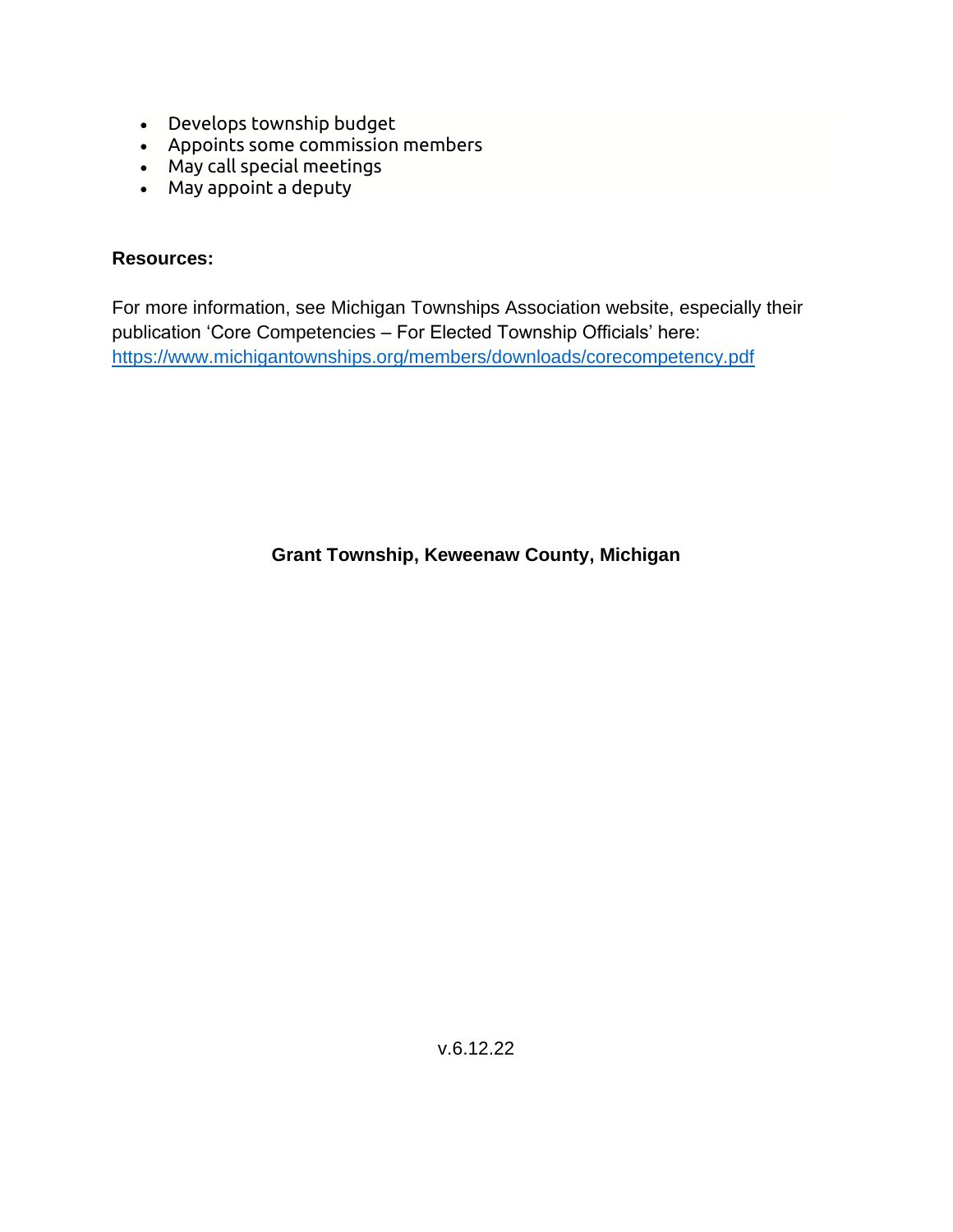- Develops township budget
- Appoints some commission members
- May call special meetings
- May appoint a deputy

**Resources:**

For more information, see Michigan Townships Association website, especially their publication 'Core Competencies – For Elected Township Officials' here: https://www.michigantownships.org/members/downloads/corecompetency.pdf

**Grant Township, Keweenaw County, Michigan**

v.6.12.22